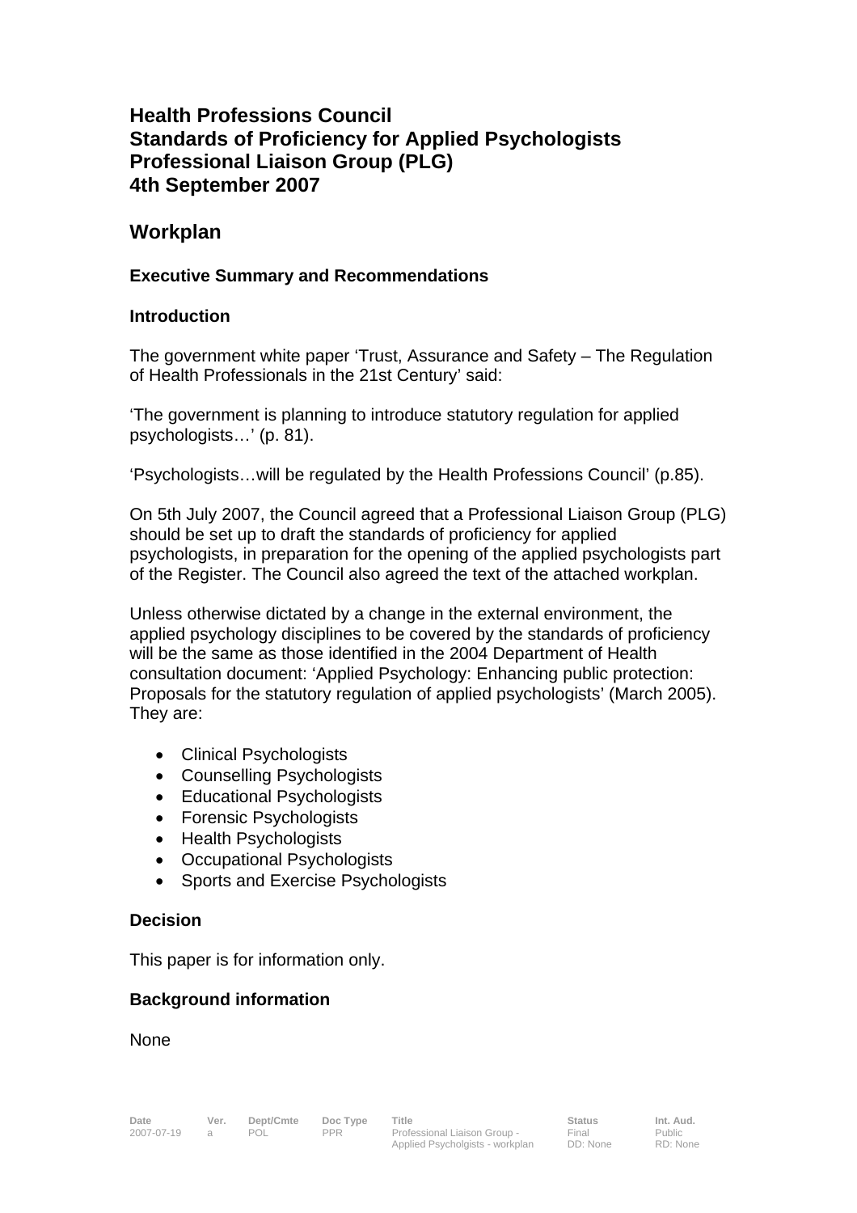# Health Professions Council
# Standards of Proficiency for Applied Psychologists
# Professional Liaison Group (PLG)
# 4th September 2007

## Workplan

### Executive Summary and Recommendations

### Introduction

The government white paper 'Trust, Assurance and Safety – The Regulation of Health Professionals in the 21st Century' said:

'The government is planning to introduce statutory regulation for applied psychologists…' (p. 81).

'Psychologists…will be regulated by the Health Professions Council' (p.85).

On 5th July 2007, the Council agreed that a Professional Liaison Group (PLG) should be set up to draft the standards of proficiency for applied psychologists, in preparation for the opening of the applied psychologists part of the Register. The Council also agreed the text of the attached workplan.

Unless otherwise dictated by a change in the external environment, the applied psychology disciplines to be covered by the standards of proficiency will be the same as those identified in the 2004 Department of Health consultation document: 'Applied Psychology: Enhancing public protection: Proposals for the statutory regulation of applied psychologists' (March 2005). They are:

- Clinical Psychologists
- Counselling Psychologists
- Educational Psychologists
- Forensic Psychologists
- Health Psychologists
- Occupational Psychologists
- Sports and Exercise Psychologists

### Decision

This paper is for information only.

### Background information

None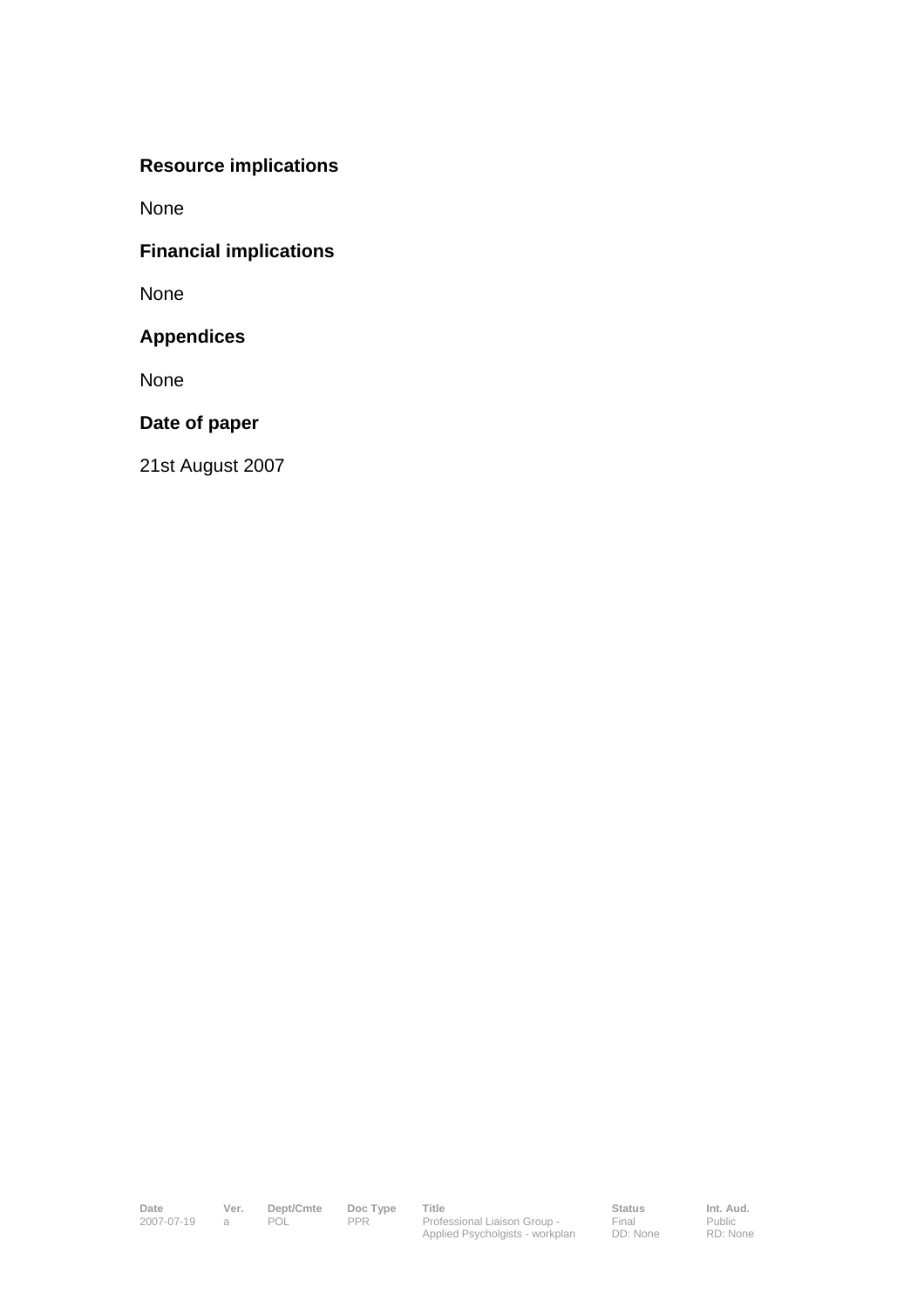## Resource implications

None

## Financial implications

None

## Appendices

None

## Date of paper

21st August 2007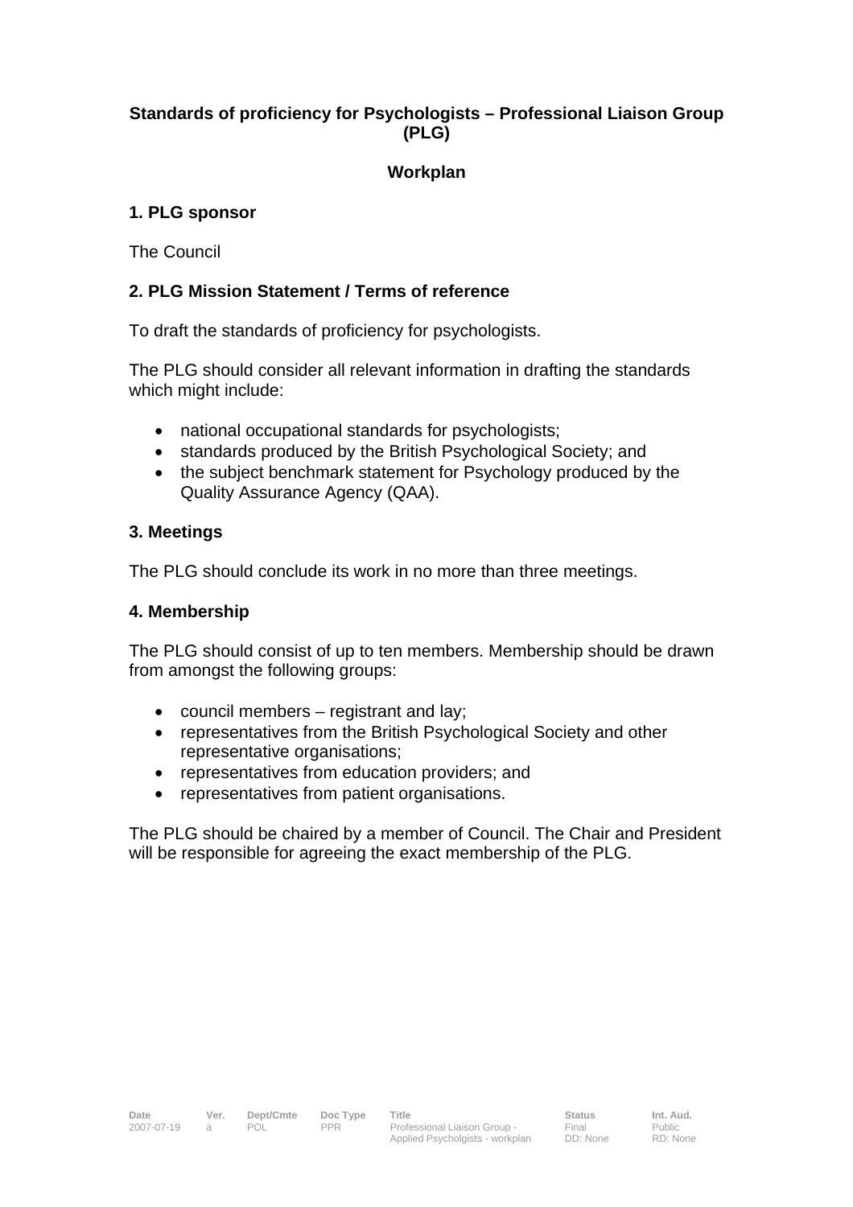**Standards of proficiency for Psychologists – Professional Liaison Group (PLG)**

**Workplan**

## 1. PLG sponsor

The Council

## 2. PLG Mission Statement / Terms of reference

To draft the standards of proficiency for psychologists.

The PLG should consider all relevant information in drafting the standards which might include:

- national occupational standards for psychologists;
- standards produced by the British Psychological Society; and
- the subject benchmark statement for Psychology produced by the Quality Assurance Agency (QAA).

## 3. Meetings

The PLG should conclude its work in no more than three meetings.

## 4. Membership

The PLG should consist of up to ten members. Membership should be drawn from amongst the following groups:

- council members – registrant and lay;
- representatives from the British Psychological Society and other representative organisations;
- representatives from education providers; and
- representatives from patient organisations.

The PLG should be chaired by a member of Council. The Chair and President will be responsible for agreeing the exact membership of the PLG.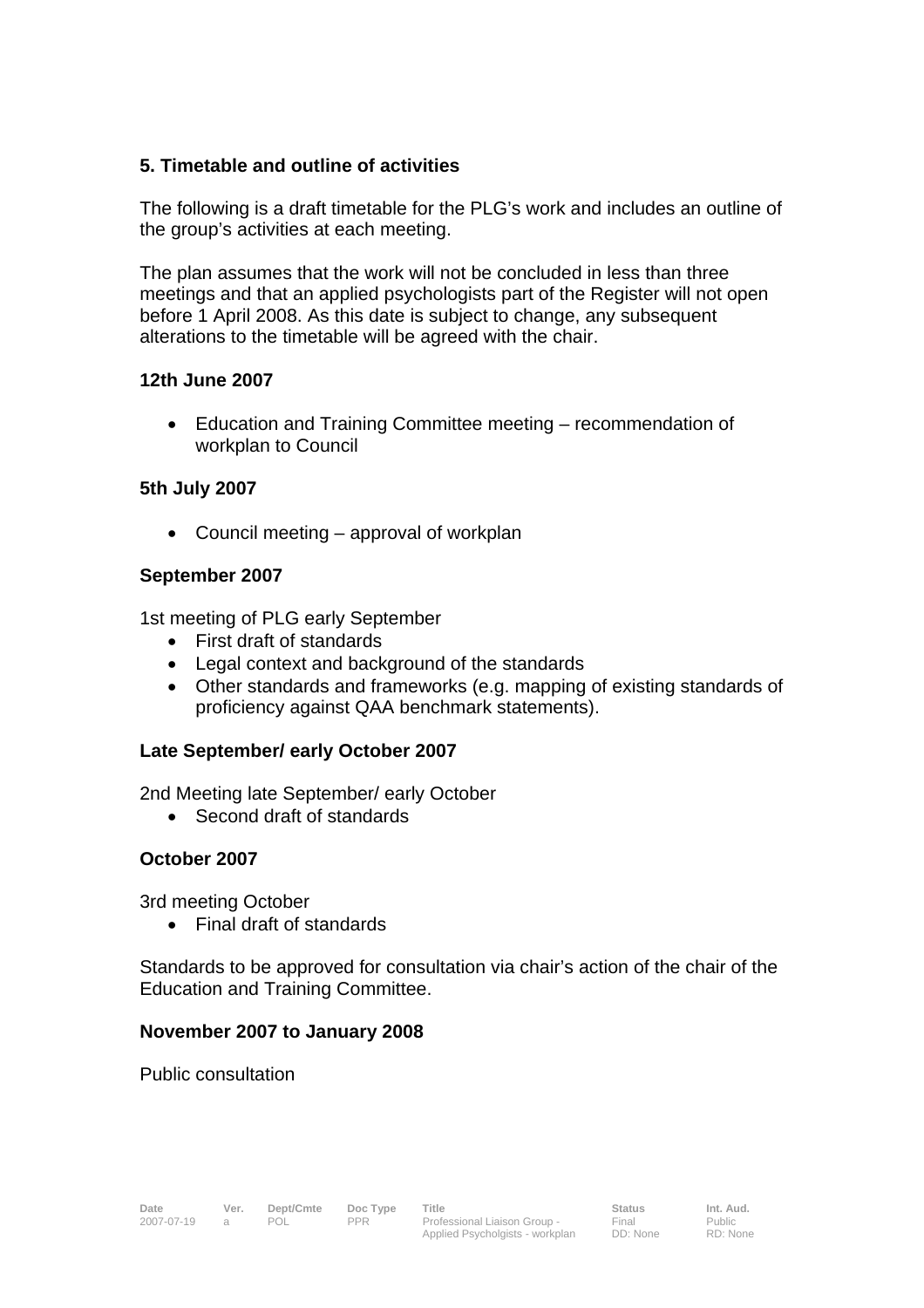**5. Timetable and outline of activities**

The following is a draft timetable for the PLG's work and includes an outline of the group's activities at each meeting.

The plan assumes that the work will not be concluded in less than three meetings and that an applied psychologists part of the Register will not open before 1 April 2008. As this date is subject to change, any subsequent alterations to the timetable will be agreed with the chair.

**12th June 2007**

- Education and Training Committee meeting – recommendation of workplan to Council

**5th July 2007**

- Council meeting – approval of workplan

**September 2007**

1st meeting of PLG early September

- First draft of standards
- Legal context and background of the standards
- Other standards and frameworks (e.g. mapping of existing standards of proficiency against QAA benchmark statements).

**Late September/ early October 2007**

2nd Meeting late September/ early October

- Second draft of standards

**October 2007**

3rd meeting October

- Final draft of standards

Standards to be approved for consultation via chair's action of the chair of the Education and Training Committee.

**November 2007 to January 2008**

Public consultation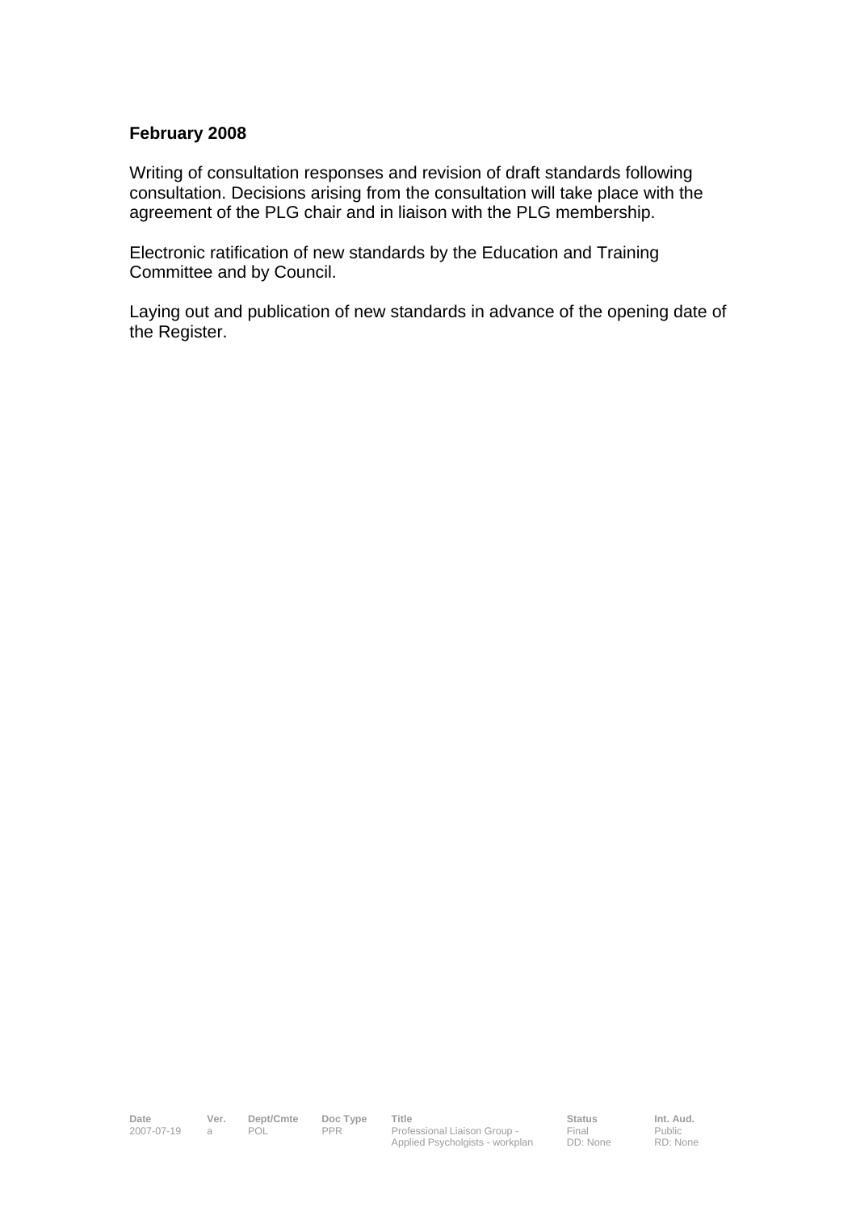**February 2008**

Writing of consultation responses and revision of draft standards following consultation. Decisions arising from the consultation will take place with the agreement of the PLG chair and in liaison with the PLG membership.

Electronic ratification of new standards by the Education and Training Committee and by Council.

Laying out and publication of new standards in advance of the opening date of the Register.